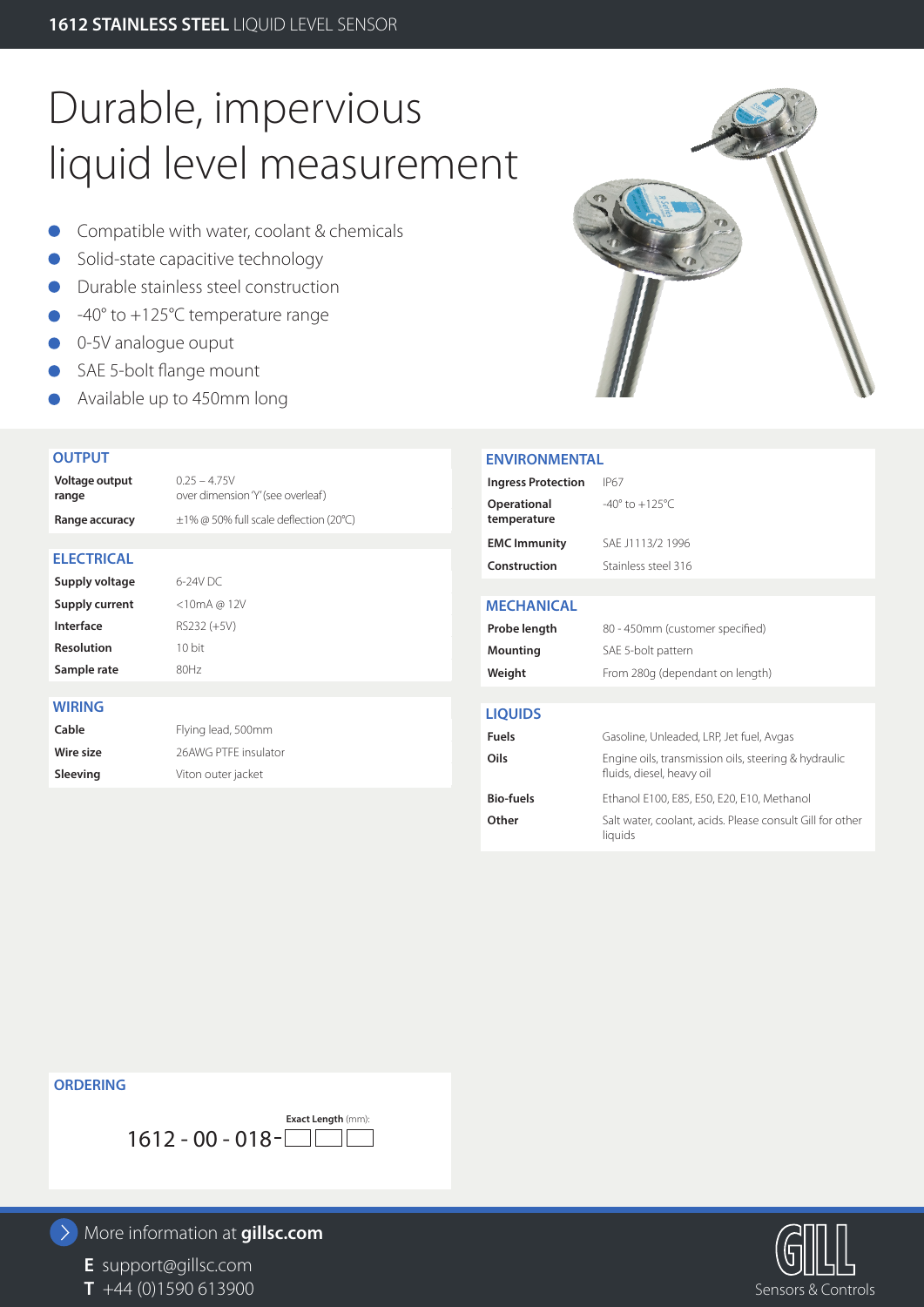# Durable, impervious liquid level measurement

- Compatible with water, coolant & chemicals
- Solid-state capacitive technology
- Durable stainless steel construction
- -40° to +125°C temperature range
- 0-5V analogue ouput
- SAE 5-bolt flange mount
- Available up to 450mm long

## OUTPUT

| | |
|---|---|
| **Voltage output range** | 0.25 – 4.75V over dimension 'Y' (see overleaf) |
| **Range accuracy** | ±1% @ 50% full scale deflection (20°C) |

## ELECTRICAL

| | |
|---|---|
| **Supply voltage** | 6-24V DC |
| **Supply current** | <10mA @ 12V |
| **Interface** | RS232 (+5V) |
| **Resolution** | 10 bit |
| **Sample rate** | 80Hz |

## WIRING

| | |
|---|---|
| **Cable** | Flying lead, 500mm |
| **Wire size** | 26AWG PTFE insulator |
| **Sleeving** | Viton outer jacket |

## ENVIRONMENTAL

| | |
|---|---|
| **Ingress Protection** | IP67 |
| **Operational temperature** | -40° to +125°C |
| **EMC Immunity** | SAE J1113/2 1996 |
| **Construction** | Stainless steel 316 |

## MECHANICAL

| | |
|---|---|
| **Probe length** | 80 - 450mm (customer specified) |
| **Mounting** | SAE 5-bolt pattern |
| **Weight** | From 280g (dependant on length) |

## LIQUIDS

| | |
|---|---|
| **Fuels** | Gasoline, Unleaded, LRP, Jet fuel, Avgas |
| **Oils** | Engine oils, transmission oils, steering & hydraulic fluids, diesel, heavy oil |
| **Bio-fuels** | Ethanol E100, E85, E50, E20, E10, Methanol |
| **Other** | Salt water, coolant, acids. Please consult Gill for other liquids |

## ORDERING

**Exact Length** (mm):

1612 - 00 - 018-☐☐☐

More information at **gillsc.com**

**E** support@gillsc.com
**T** +44 (0)1590 613900

GILL Sensors & Controls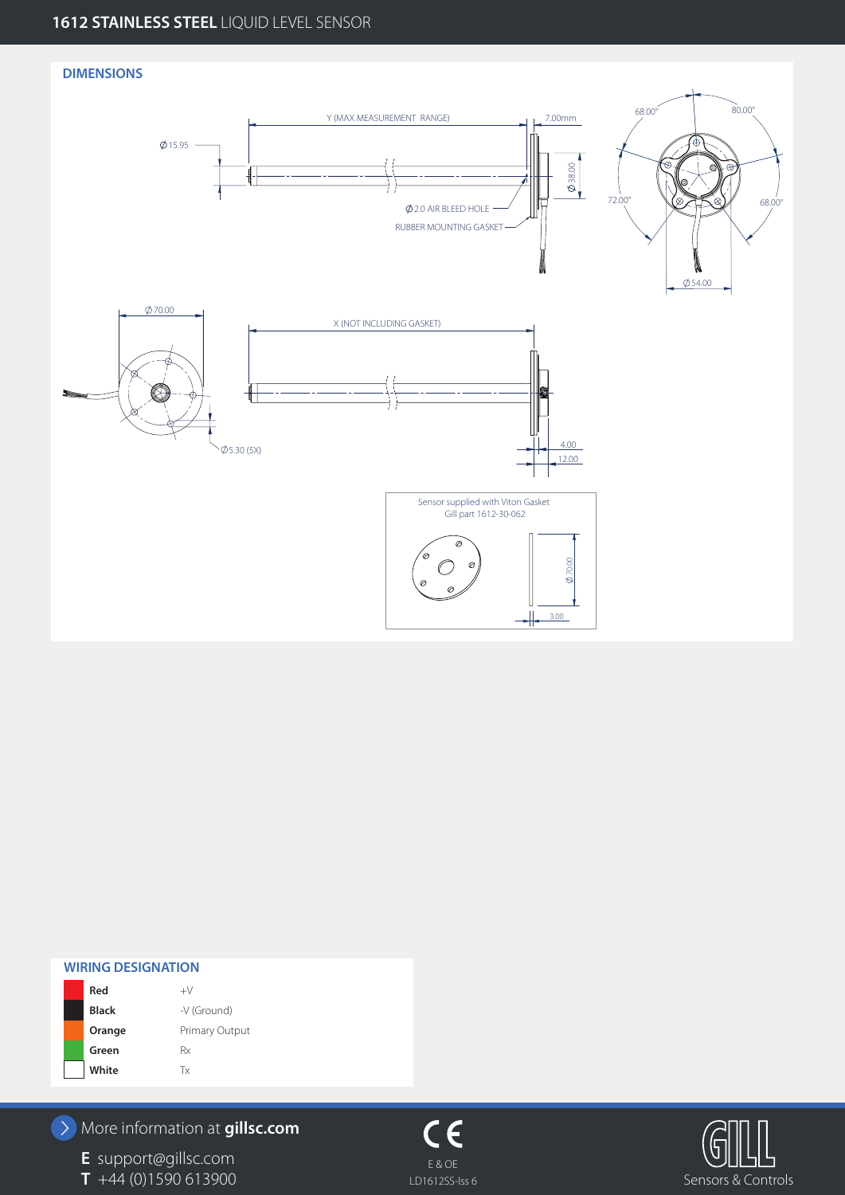## DIMENSIONS

Y (MAX MEASUREMENT RANGE)

7.00mm

Ø 15.95

Ø 38.00

Ø 2.0 AIR BLEED HOLE

RUBBER MOUNTING GASKET

68.00°

80.00°

72.00°

68.00°

Ø 54.00

Ø 70.00

X (NOT INCLUDING GASKET)

Ø 5.30 (5X)

4.00

12.00

Sensor supplied with Viton Gasket
Gill part 1612-30-062

Ø 70.00

3.00

## WIRING DESIGNATION

| | |
|---|---|
| **Red** | +V |
| **Black** | -V (Ground) |
| **Orange** | Primary Output |
| **Green** | Rx |
| **White** | Tx |

More information at **gillsc.com**

**E** support@gillsc.com
**T** +44 (0)1590 613900

E & OE
LD1612SS-Iss 6

Sensors & Controls